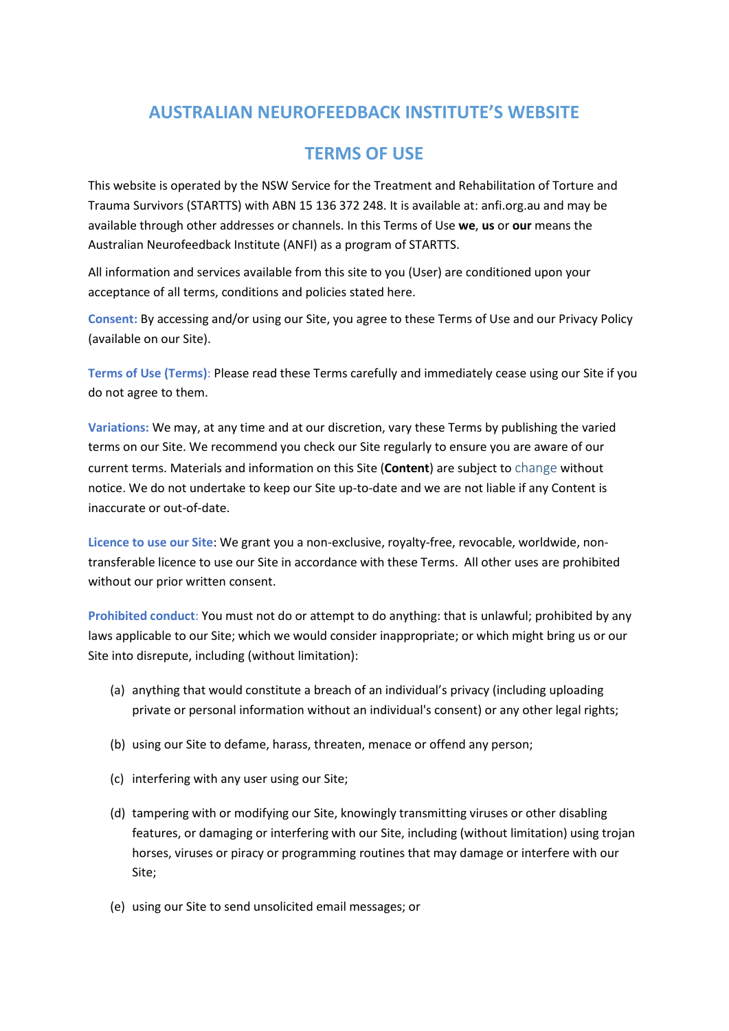# AUSTRALIAN NEUROFEEDBACK INSTITUTE'S WEBSITE

# TERMS OF USE

This website is operated by the NSW Service for the Treatment and Rehabilitation of Torture and Trauma Survivors (STARTTS) with ABN 15 136 372 248. It is available at: anfi.org.au and may be available through other addresses or channels. In this Terms of Use **we**, **us** or **our** means the Australian Neurofeedback Institute (ANFI) as a program of STARTTS.

All information and services available from this site to you (User) are conditioned upon your acceptance of all terms, conditions and policies stated here.

**Consent:** By accessing and/or using our Site, you agree to these Terms of Use and our Privacy Policy (available on our Site).

**Terms of Use (Terms)**: Please read these Terms carefully and immediately cease using our Site if you do not agree to them.

**Variations:** We may, at any time and at our discretion, vary these Terms by publishing the varied terms on our Site. We recommend you check our Site regularly to ensure you are aware of our current terms. Materials and information on this Site (**Content**) are subject to change without notice. We do not undertake to keep our Site up-to-date and we are not liable if any Content is inaccurate or out-of-date.

**Licence to use our Site**: We grant you a non-exclusive, royalty-free, revocable, worldwide, non-transferable licence to use our Site in accordance with these Terms. All other uses are prohibited without our prior written consent.

**Prohibited conduct**: You must not do or attempt to do anything: that is unlawful; prohibited by any laws applicable to our Site; which we would consider inappropriate; or which might bring us or our Site into disrepute, including (without limitation):

(a) anything that would constitute a breach of an individual's privacy (including uploading private or personal information without an individual's consent) or any other legal rights;

(b) using our Site to defame, harass, threaten, menace or offend any person;

(c) interfering with any user using our Site;

(d) tampering with or modifying our Site, knowingly transmitting viruses or other disabling features, or damaging or interfering with our Site, including (without limitation) using trojan horses, viruses or piracy or programming routines that may damage or interfere with our Site;

(e) using our Site to send unsolicited email messages; or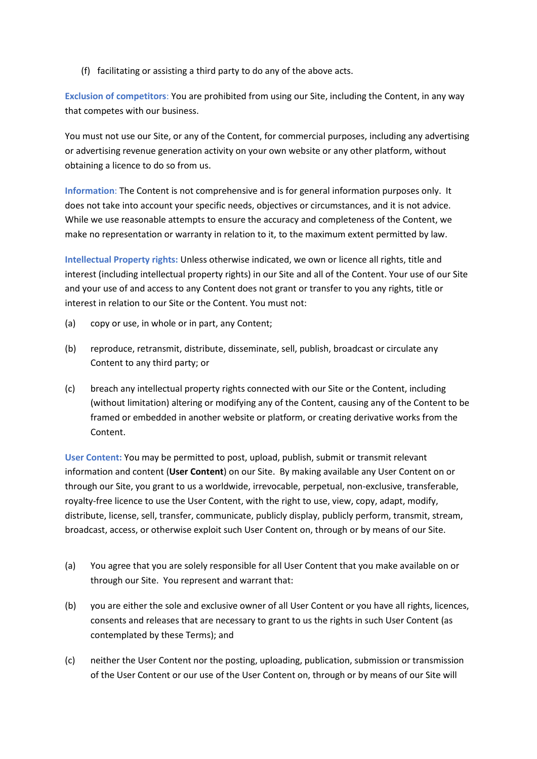(f) facilitating or assisting a third party to do any of the above acts.

**Exclusion of competitors**: You are prohibited from using our Site, including the Content, in any way that competes with our business.

You must not use our Site, or any of the Content, for commercial purposes, including any advertising or advertising revenue generation activity on your own website or any other platform, without obtaining a licence to do so from us.

**Information**: The Content is not comprehensive and is for general information purposes only. It does not take into account your specific needs, objectives or circumstances, and it is not advice. While we use reasonable attempts to ensure the accuracy and completeness of the Content, we make no representation or warranty in relation to it, to the maximum extent permitted by law.

**Intellectual Property rights:** Unless otherwise indicated, we own or licence all rights, title and interest (including intellectual property rights) in our Site and all of the Content. Your use of our Site and your use of and access to any Content does not grant or transfer to you any rights, title or interest in relation to our Site or the Content. You must not:

(a) copy or use, in whole or in part, any Content;

(b) reproduce, retransmit, distribute, disseminate, sell, publish, broadcast or circulate any Content to any third party; or

(c) breach any intellectual property rights connected with our Site or the Content, including (without limitation) altering or modifying any of the Content, causing any of the Content to be framed or embedded in another website or platform, or creating derivative works from the Content.

**User Content:** You may be permitted to post, upload, publish, submit or transmit relevant information and content (**User Content**) on our Site. By making available any User Content on or through our Site, you grant to us a worldwide, irrevocable, perpetual, non-exclusive, transferable, royalty-free licence to use the User Content, with the right to use, view, copy, adapt, modify, distribute, license, sell, transfer, communicate, publicly display, publicly perform, transmit, stream, broadcast, access, or otherwise exploit such User Content on, through or by means of our Site.

(a) You agree that you are solely responsible for all User Content that you make available on or through our Site. You represent and warrant that:

(b) you are either the sole and exclusive owner of all User Content or you have all rights, licences, consents and releases that are necessary to grant to us the rights in such User Content (as contemplated by these Terms); and

(c) neither the User Content nor the posting, uploading, publication, submission or transmission of the User Content or our use of the User Content on, through or by means of our Site will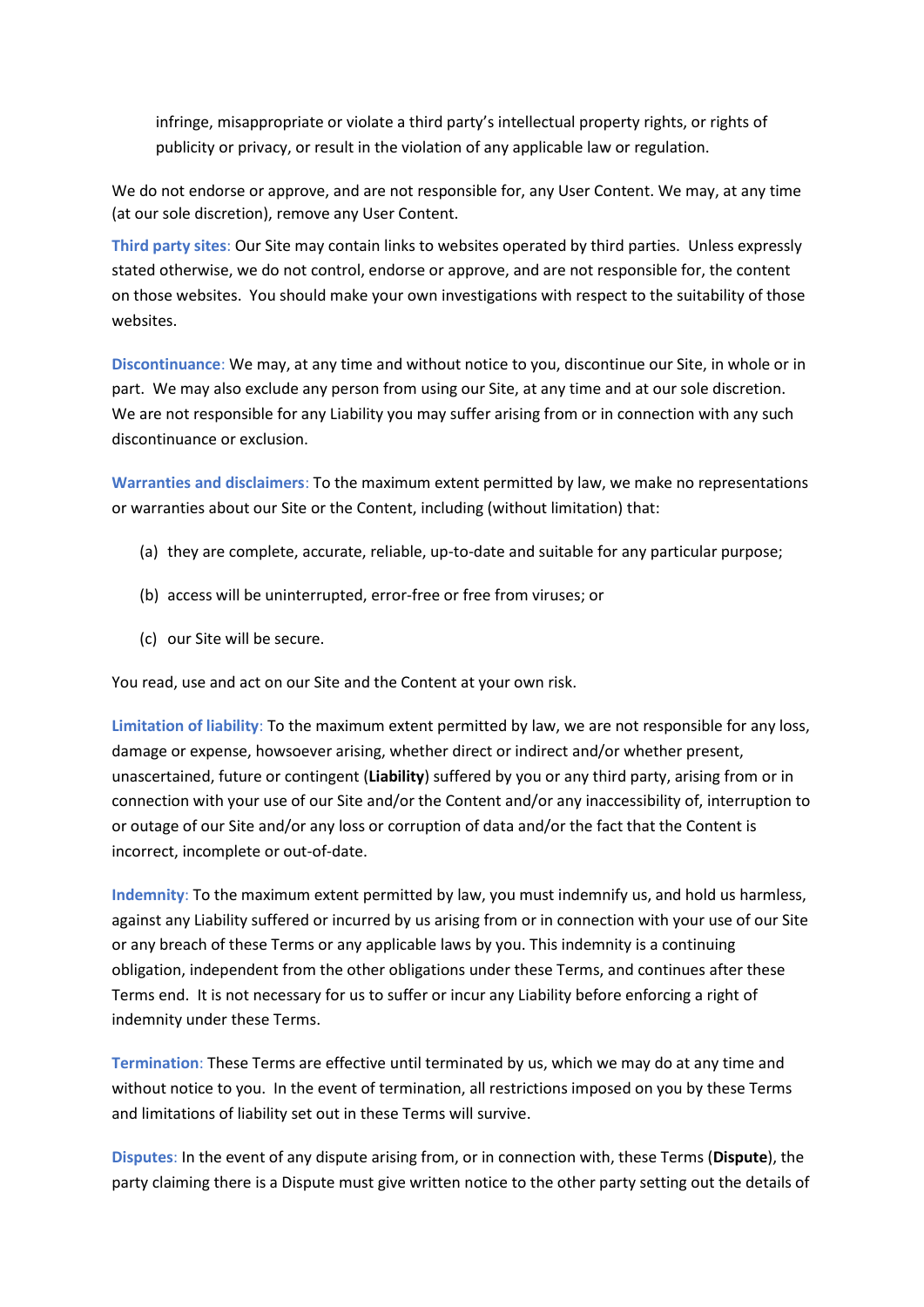infringe, misappropriate or violate a third party's intellectual property rights, or rights of publicity or privacy, or result in the violation of any applicable law or regulation.

We do not endorse or approve, and are not responsible for, any User Content. We may, at any time (at our sole discretion), remove any User Content.

**Third party sites**: Our Site may contain links to websites operated by third parties. Unless expressly stated otherwise, we do not control, endorse or approve, and are not responsible for, the content on those websites. You should make your own investigations with respect to the suitability of those websites.

**Discontinuance**: We may, at any time and without notice to you, discontinue our Site, in whole or in part. We may also exclude any person from using our Site, at any time and at our sole discretion. We are not responsible for any Liability you may suffer arising from or in connection with any such discontinuance or exclusion.

**Warranties and disclaimers**: To the maximum extent permitted by law, we make no representations or warranties about our Site or the Content, including (without limitation) that:

(a) they are complete, accurate, reliable, up-to-date and suitable for any particular purpose;

(b) access will be uninterrupted, error-free or free from viruses; or

(c) our Site will be secure.

You read, use and act on our Site and the Content at your own risk.

**Limitation of liability**: To the maximum extent permitted by law, we are not responsible for any loss, damage or expense, howsoever arising, whether direct or indirect and/or whether present, unascertained, future or contingent (**Liability**) suffered by you or any third party, arising from or in connection with your use of our Site and/or the Content and/or any inaccessibility of, interruption to or outage of our Site and/or any loss or corruption of data and/or the fact that the Content is incorrect, incomplete or out-of-date.

**Indemnity**: To the maximum extent permitted by law, you must indemnify us, and hold us harmless, against any Liability suffered or incurred by us arising from or in connection with your use of our Site or any breach of these Terms or any applicable laws by you. This indemnity is a continuing obligation, independent from the other obligations under these Terms, and continues after these Terms end. It is not necessary for us to suffer or incur any Liability before enforcing a right of indemnity under these Terms.

**Termination**: These Terms are effective until terminated by us, which we may do at any time and without notice to you. In the event of termination, all restrictions imposed on you by these Terms and limitations of liability set out in these Terms will survive.

**Disputes**: In the event of any dispute arising from, or in connection with, these Terms (**Dispute**), the party claiming there is a Dispute must give written notice to the other party setting out the details of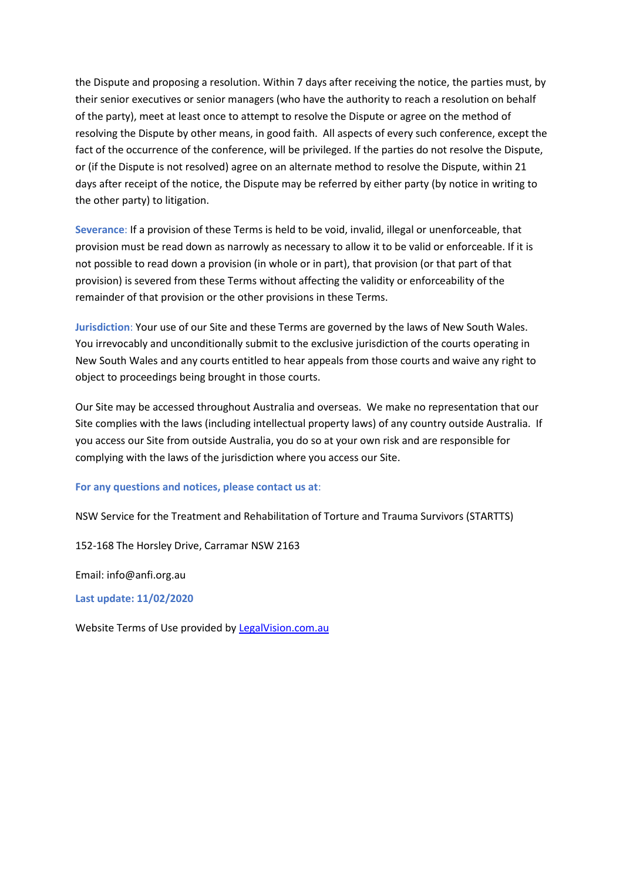the Dispute and proposing a resolution. Within 7 days after receiving the notice, the parties must, by their senior executives or senior managers (who have the authority to reach a resolution on behalf of the party), meet at least once to attempt to resolve the Dispute or agree on the method of resolving the Dispute by other means, in good faith. All aspects of every such conference, except the fact of the occurrence of the conference, will be privileged. If the parties do not resolve the Dispute, or (if the Dispute is not resolved) agree on an alternate method to resolve the Dispute, within 21 days after receipt of the notice, the Dispute may be referred by either party (by notice in writing to the other party) to litigation.

**Severance**: If a provision of these Terms is held to be void, invalid, illegal or unenforceable, that provision must be read down as narrowly as necessary to allow it to be valid or enforceable. If it is not possible to read down a provision (in whole or in part), that provision (or that part of that provision) is severed from these Terms without affecting the validity or enforceability of the remainder of that provision or the other provisions in these Terms.

**Jurisdiction**: Your use of our Site and these Terms are governed by the laws of New South Wales. You irrevocably and unconditionally submit to the exclusive jurisdiction of the courts operating in New South Wales and any courts entitled to hear appeals from those courts and waive any right to object to proceedings being brought in those courts.

Our Site may be accessed throughout Australia and overseas. We make no representation that our Site complies with the laws (including intellectual property laws) of any country outside Australia. If you access our Site from outside Australia, you do so at your own risk and are responsible for complying with the laws of the jurisdiction where you access our Site.

**For any questions and notices, please contact us at**:

NSW Service for the Treatment and Rehabilitation of Torture and Trauma Survivors (STARTTS)

152-168 The Horsley Drive, Carramar NSW 2163

Email: info@anfi.org.au

**Last update: 11/02/2020**

Website Terms of Use provided by [LegalVision.com.au](LegalVision.com.au)